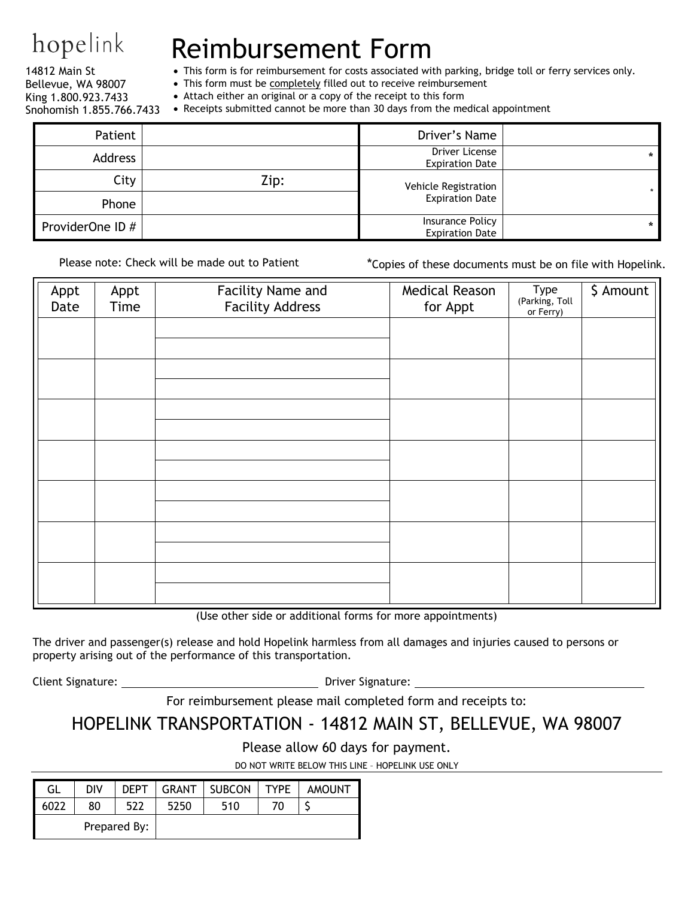hopelink

14812 Main St
Bellevue, WA 98007
King 1.800.923.7433
Snohomish 1.855.766.7433

# Reimbursement Form

- This form is for reimbursement for costs associated with parking, bridge toll or ferry services only.
- This form must be completely filled out to receive reimbursement
- Attach either an original or a copy of the receipt to this form
- Receipts submitted cannot be more than 30 days from the medical appointment

| | | | |
|---|---|---|---|
| Patient | | Driver's Name | |
| Address | | Driver License Expiration Date | * |
| City | Zip: | Vehicle Registration Expiration Date | * |
| Phone | | | |
| ProviderOne ID # | | Insurance Policy Expiration Date | * |

Please note: Check will be made out to Patient

*Copies of these documents must be on file with Hopelink.

| Appt Date | Appt Time | Facility Name and Facility Address | Medical Reason for Appt | Type (Parking, Toll or Ferry) | $ Amount |
|---|---|---|---|---|---|
| | | | | | |
| | | | | | |
| | | | | | |
| | | | | | |
| | | | | | |
| | | | | | |
| | | | | | |

(Use other side or additional forms for more appointments)

The driver and passenger(s) release and hold Hopelink harmless from all damages and injuries caused to persons or property arising out of the performance of this transportation.

Client Signature: ______________________ Driver Signature: ______________________

For reimbursement please mail completed form and receipts to:

## HOPELINK TRANSPORTATION - 14812 MAIN ST, BELLEVUE, WA 98007

Please allow 60 days for payment.

DO NOT WRITE BELOW THIS LINE – HOPELINK USE ONLY

| GL | DIV | DEPT | GRANT | SUBCON | TYPE | AMOUNT |
|---|---|---|---|---|---|---|
| 6022 | 80 | 522 | 5250 | 510 | 70 | $ |
| Prepared By: | | | | | | |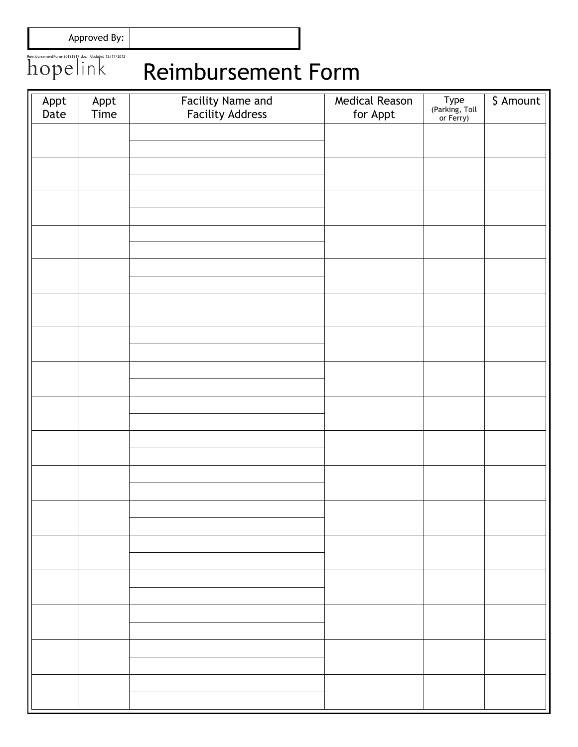| Approved By: | |
|---|---|

ReimbursementForm-20121217.doc Updated 12/17/2012

hopelink

# Reimbursement Form

| Appt Date | Appt Time | Facility Name and Facility Address | Medical Reason for Appt | Type (Parking, Toll or Ferry) | $ Amount |
|---|---|---|---|---|---|
| | | | | | |
| | | | | | |
| | | | | | |
| | | | | | |
| | | | | | |
| | | | | | |
| | | | | | |
| | | | | | |
| | | | | | |
| | | | | | |
| | | | | | |
| | | | | | |
| | | | | | |
| | | | | | |
| | | | | | |
| | | | | | |
| | | | | | |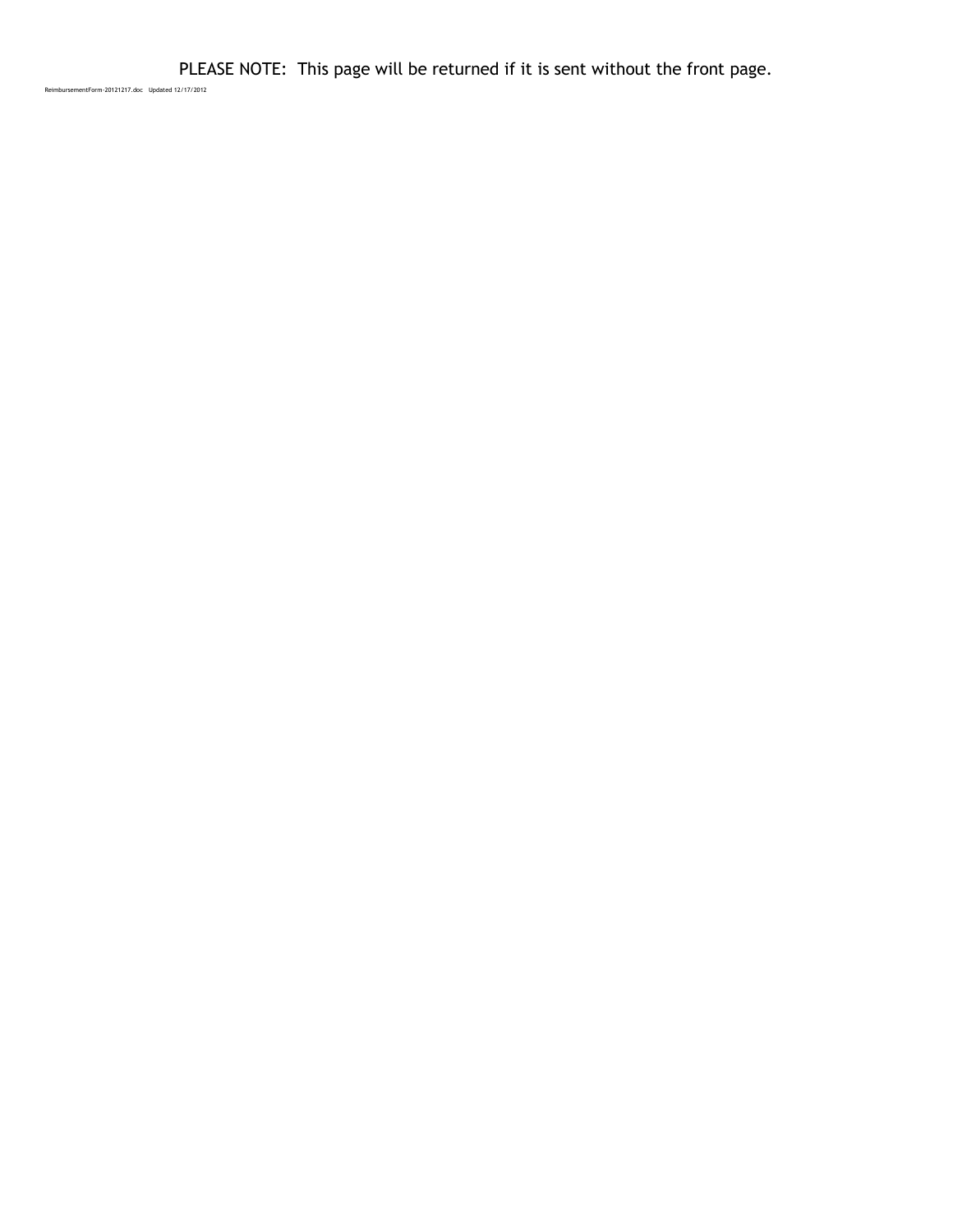PLEASE NOTE: This page will be returned if it is sent without the front page.

ReimbursementForm-20121217.doc Updated 12/17/2012